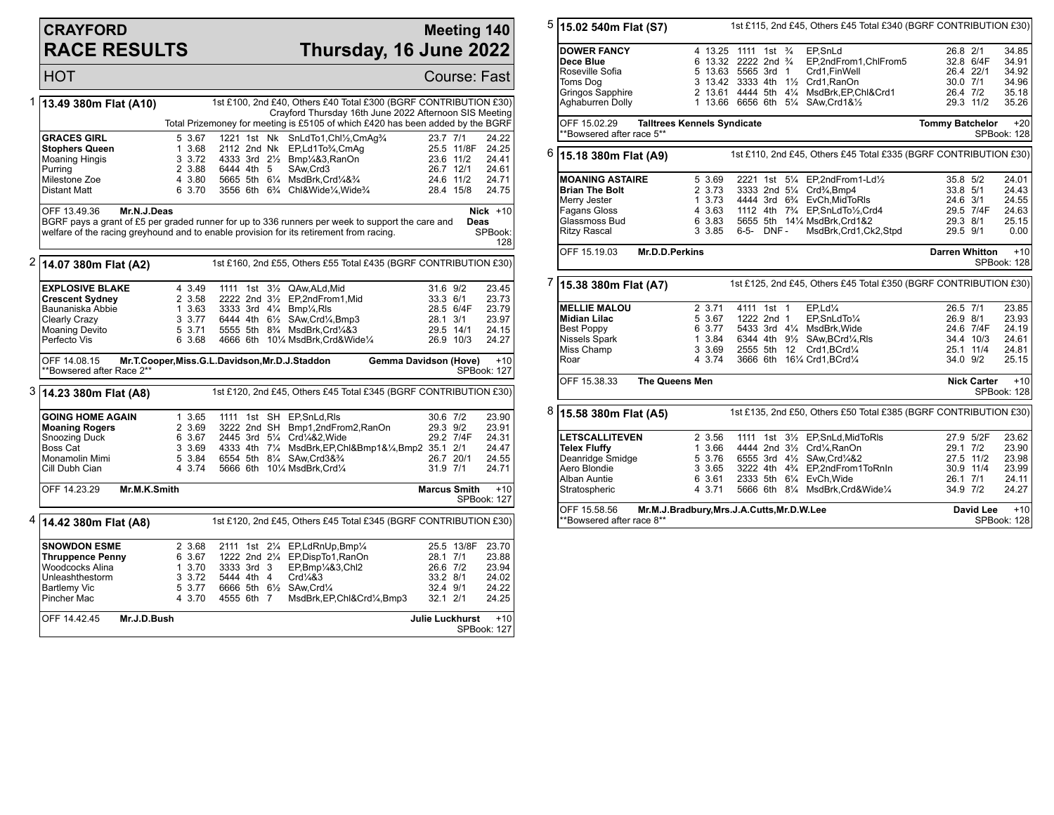# CRAYFORD RACE RESULTS

## Meeting 140 Thursday, 16 June 2022

HOT — Course: Fast

### 1 13.49 380m Flat (A10)

1st £100, 2nd £40, Others £40 Total £300 (BGRF CONTRIBUTION £30)
Crayford Thursday 16th June 2022 Afternoon SIS Meeting
Total Prizemoney for meeting is £5105 of which £420 has been added by the BGRF

| Greyhound | Trap | Split | Sectionals | Pos | Dist | Comment | Wt | SP | Time |
|---|---|---|---|---|---|---|---|---|---|
| **GRACES GIRL** | 5 | 3.67 | 1221 | 1st | Nk | SnLdTo1,Chl½,CmAg¾ | 23.7 | 7/1 | 24.22 |
| **Stophers Queen** | 1 | 3.68 | 2112 | 2nd | Nk | EP,Ld1To¾,CmAg | 25.5 | 11/8F | 24.25 |
| Moaning Hingis | 3 | 3.72 | 4333 | 3rd | 2½ | Bmp¼&3,RanOn | 23.6 | 11/2 | 24.41 |
| Purring | 2 | 3.88 | 6444 | 4th | 5 | SAw,Crd3 | 26.7 | 12/1 | 24.61 |
| Milestone Zoe | 4 | 3.80 | 5665 | 5th | 6¼ | MsdBrk,Crd¼&¾ | 24.6 | 11/2 | 24.71 |
| Distant Matt | 6 | 3.70 | 3556 | 6th | 6¾ | Chl&Wide¼,Wide¾ | 28.4 | 15/8 | 24.75 |

OFF 13.49.36 Mr.N.J.Deas — Nick Deas +10

BGRF pays a grant of £5 per graded runner for up to 336 runners per week to support the care and welfare of the racing greyhound and to enable provision for its retirement from racing. SPBook: 128

### 2 14.07 380m Flat (A2)

1st £160, 2nd £55, Others £55 Total £435 (BGRF CONTRIBUTION £30)

| Greyhound | Trap | Split | Sectionals | Pos | Dist | Comment | Wt | SP | Time |
|---|---|---|---|---|---|---|---|---|---|
| **EXPLOSIVE BLAKE** | 4 | 3.49 | 1111 | 1st | 3½ | QAw,ALd,Mid | 31.6 | 9/2 | 23.45 |
| **Crescent Sydney** | 2 | 3.58 | 2222 | 2nd | 3½ | EP,2ndFrom1,Mid | 33.3 | 6/1 | 23.73 |
| Baunaniska Abbie | 1 | 3.63 | 3333 | 3rd | 4¼ | Bmp¼,Rls | 28.5 | 6/4F | 23.79 |
| Clearly Crazy | 3 | 3.77 | 6444 | 4th | 6½ | SAw,Crd¼,Bmp3 | 28.1 | 3/1 | 23.97 |
| Moaning Devito | 5 | 3.71 | 5555 | 5th | 8¾ | MsdBrk,Crd¼&3 | 29.5 | 14/1 | 24.15 |
| Perfecto Vis | 6 | 3.68 | 4666 | 6th | 10¼ | MsdBrk,Crd&Wide¼ | 26.9 | 10/3 | 24.27 |

OFF 14.08.15 Mr.T.Cooper,Miss.G.L.Davidson,Mr.D.J.Staddon — Gemma Davidson (Hove) +10
**Bowsered after Race 2** — SPBook: 127

### 3 14.23 380m Flat (A8)

1st £120, 2nd £45, Others £45 Total £345 (BGRF CONTRIBUTION £30)

| Greyhound | Trap | Split | Sectionals | Pos | Dist | Comment | Wt | SP | Time |
|---|---|---|---|---|---|---|---|---|---|
| **GOING HOME AGAIN** | 1 | 3.65 | 1111 | 1st | SH | EP,SnLd,Rls | 30.6 | 7/2 | 23.90 |
| **Moaning Rogers** | 2 | 3.69 | 3222 | 2nd | SH | Bmp1,2ndFrom2,RanOn | 29.3 | 9/2 | 23.91 |
| Snoozing Duck | 6 | 3.67 | 2445 | 3rd | 5¼ | Crd¼&2,Wide | 29.2 | 7/4F | 24.31 |
| Boss Cat | 3 | 3.69 | 4333 | 4th | 7¼ | MsdBrk,EP,Chl&Bmp1&¼,Bmp2 | 35.1 | 2/1 | 24.47 |
| Monamolin Mimi | 5 | 3.84 | 6554 | 5th | 8¼ | SAw,Crd3&¾ | 26.7 | 20/1 | 24.55 |
| Cill Dubh Cian | 4 | 3.74 | 5666 | 6th | 10¼ | MsdBrk,Crd¼ | 31.9 | 7/1 | 24.71 |

OFF 14.23.29 Mr.M.K.Smith — Marcus Smith +10 — SPBook: 127

### 4 14.42 380m Flat (A8)

1st £120, 2nd £45, Others £45 Total £345 (BGRF CONTRIBUTION £30)

| Greyhound | Trap | Split | Sectionals | Pos | Dist | Comment | Wt | SP | Time |
|---|---|---|---|---|---|---|---|---|---|
| **SNOWDON ESME** | 2 | 3.68 | 2111 | 1st | 2¼ | EP,LdRnUp,Bmp¼ | 25.5 | 13/8F | 23.70 |
| **Thruppence Penny** | 6 | 3.67 | 1222 | 2nd | 2¼ | EP,DispTo1,RanOn | 28.1 | 7/1 | 23.88 |
| Woodcocks Alina | 1 | 3.70 | 3333 | 3rd | 3 | EP,Bmp¼&3,Chl2 | 26.6 | 7/2 | 23.94 |
| Unleashthestorm | 3 | 3.72 | 5444 | 4th | 4 | Crd¼&3 | 33.2 | 8/1 | 24.02 |
| Bartlemy Vic | 5 | 3.77 | 6666 | 5th | 6½ | SAw,Crd¼ | 32.4 | 9/1 | 24.22 |
| Pincher Mac | 4 | 3.70 | 4555 | 6th | 7 | MsdBrk,EP,Chl&Crd¼,Bmp3 | 32.1 | 2/1 | 24.25 |

OFF 14.42.45 Mr.J.D.Bush — Julie Luckhurst +10 — SPBook: 127

### 5 15.02 540m Flat (S7)

1st £115, 2nd £45, Others £45 Total £340 (BGRF CONTRIBUTION £30)

| Greyhound | Trap | Split | Sectionals | Pos | Dist | Comment | Wt | SP | Time |
|---|---|---|---|---|---|---|---|---|---|
| **DOWER FANCY** | 4 | 13.25 | 1111 | 1st | ¾ | EP,SnLd | 26.8 | 2/1 | 34.85 |
| **Dece Blue** | 6 | 13.32 | 2222 | 2nd | ¾ | EP,2ndFrom1,ChlFrom5 | 32.8 | 6/4F | 34.91 |
| Roseville Sofia | 5 | 13.63 | 5565 | 3rd | 1 | Crd1,FinWell | 26.4 | 22/1 | 34.92 |
| Toms Dog | 3 | 13.42 | 3333 | 4th | 1½ | Crd1,RanOn | 30.0 | 7/1 | 34.96 |
| Gringos Sapphire | 2 | 13.61 | 4444 | 5th | 4¼ | MsdBrk,EP,Chl&Crd1 | 26.4 | 7/2 | 35.18 |
| Aghaburren Dolly | 1 | 13.66 | 6656 | 6th | 5¼ | SAw,Crd1&½ | 29.3 | 11/2 | 35.26 |

OFF 15.02.29 Talltrees Kennels Syndicate — Tommy Batchelor +20
**Bowsered after race 5** — SPBook: 128

### 6 15.18 380m Flat (A9)

1st £110, 2nd £45, Others £45 Total £335 (BGRF CONTRIBUTION £30)

| Greyhound | Trap | Split | Sectionals | Pos | Dist | Comment | Wt | SP | Time |
|---|---|---|---|---|---|---|---|---|---|
| **MOANING ASTAIRE** | 5 | 3.69 | 2221 | 1st | 5¼ | EP,2ndFrom1-Ld½ | 35.8 | 5/2 | 24.01 |
| **Brian The Bolt** | 2 | 3.73 | 3333 | 2nd | 5¼ | Crd¾,Bmp4 | 33.8 | 5/1 | 24.43 |
| Merry Jester | 1 | 3.73 | 4444 | 3rd | 6¾ | EvCh,MidToRls | 24.6 | 3/1 | 24.55 |
| Fagans Gloss | 4 | 3.63 | 1112 | 4th | 7¾ | EP,SnLdTo½,Crd4 | 29.5 | 7/4F | 24.63 |
| Glassmoss Bud | 6 | 3.83 | 5655 | 5th | 14¼ | MsdBrk,Crd1&2 | 29.3 | 8/1 | 25.15 |
| Ritzy Rascal | 3 | 3.85 | 6-5- | DNF | - | MsdBrk,Crd1,Ck2,Stpd | 29.5 | 9/1 | 0.00 |

OFF 15.19.03 Mr.D.D.Perkins — Darren Whitton +10 — SPBook: 128

### 7 15.38 380m Flat (A7)

1st £125, 2nd £45, Others £45 Total £350 (BGRF CONTRIBUTION £30)

| Greyhound | Trap | Split | Sectionals | Pos | Dist | Comment | Wt | SP | Time |
|---|---|---|---|---|---|---|---|---|---|
| **MELLIE MALOU** | 2 | 3.71 | 4111 | 1st | 1 | EP,Ld¼ | 26.5 | 7/1 | 23.85 |
| **Midian Lilac** | 5 | 3.67 | 1222 | 2nd | 1 | EP,SnLdTo¼ | 26.9 | 8/1 | 23.93 |
| Best Poppy | 6 | 3.77 | 5433 | 3rd | 4¼ | MsdBrk,Wide | 24.6 | 7/4F | 24.19 |
| Nissels Spark | 1 | 3.84 | 6344 | 4th | 9½ | SAw,BCrd¼,Rls | 34.4 | 10/3 | 24.61 |
| Miss Champ | 3 | 3.69 | 2555 | 5th | 12 | Crd1,BCrd¼ | 25.1 | 11/4 | 24.81 |
| Roar | 4 | 3.74 | 3666 | 6th | 16¼ | Crd1,BCrd¼ | 34.0 | 9/2 | 25.15 |

OFF 15.38.33 The Queens Men — Nick Carter +10 — SPBook: 128

### 8 15.58 380m Flat (A5)

1st £135, 2nd £50, Others £50 Total £385 (BGRF CONTRIBUTION £30)

| Greyhound | Trap | Split | Sectionals | Pos | Dist | Comment | Wt | SP | Time |
|---|---|---|---|---|---|---|---|---|---|
| **LETSCALLITEVEN** | 2 | 3.56 | 1111 | 1st | 3½ | EP,SnLd,MidToRls | 27.9 | 5/2F | 23.62 |
| **Telex Fluffy** | 1 | 3.66 | 4444 | 2nd | 3½ | Crd¼,RanOn | 29.1 | 7/2 | 23.90 |
| Deanridge Smidge | 5 | 3.76 | 6555 | 3rd | 4½ | SAw,Crd¼&2 | 27.5 | 11/2 | 23.98 |
| Aero Blondie | 3 | 3.65 | 3222 | 4th | 4¾ | EP,2ndFrom1ToRnIn | 30.9 | 11/4 | 23.99 |
| Alban Auntie | 6 | 3.61 | 2333 | 5th | 6¼ | EvCh,Wide | 26.1 | 7/1 | 24.11 |
| Stratospheric | 4 | 3.71 | 5666 | 6th | 8¼ | MsdBrk,Crd&Wide¼ | 34.9 | 7/2 | 24.27 |

OFF 15.58.56 Mr.M.J.Bradbury,Mrs.J.A.Cutts,Mr.D.W.Lee — David Lee +10
**Bowsered after race 8** — SPBook: 128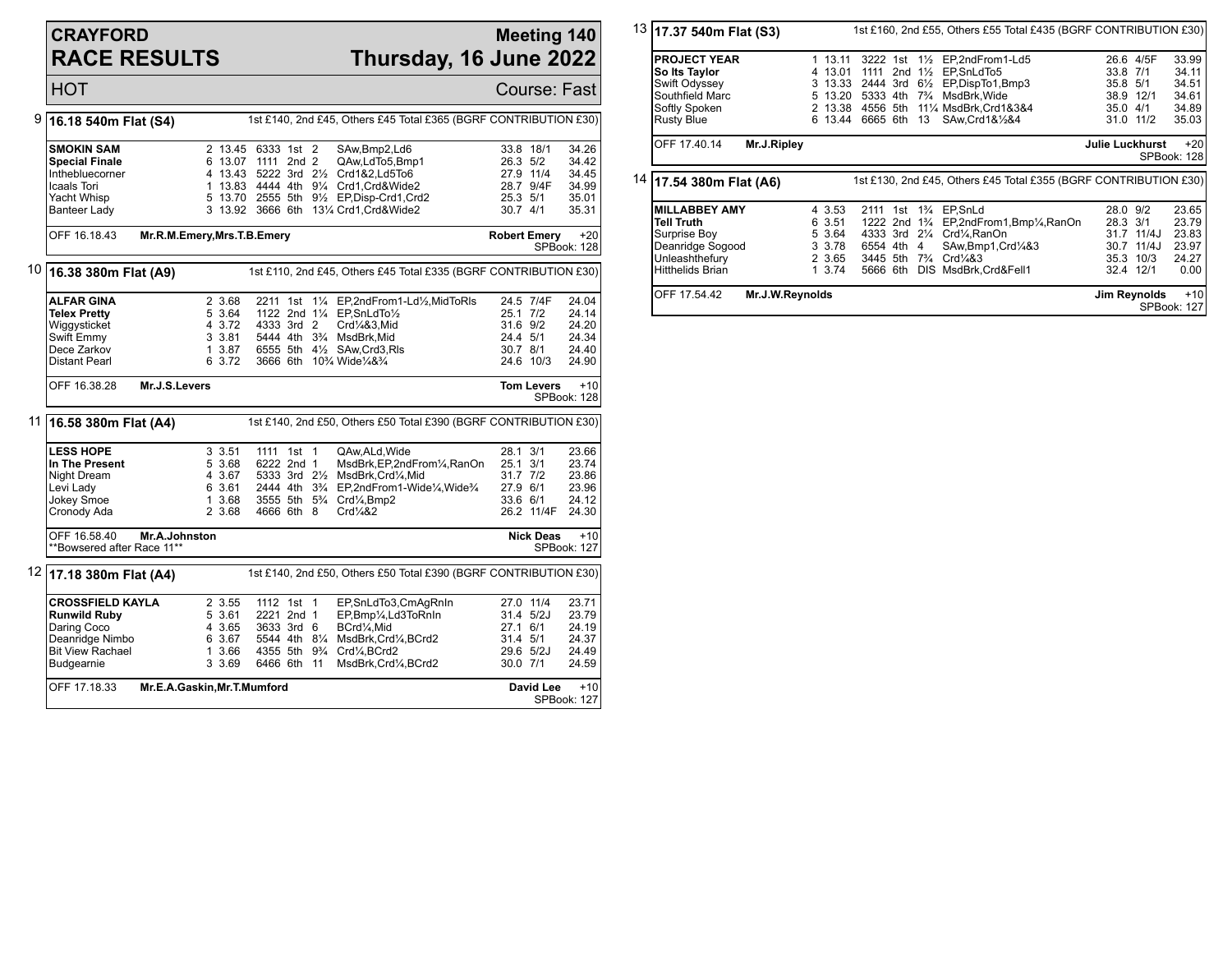# CRAYFORD RACE RESULTS

## Meeting 140 Thursday, 16 June 2022

HOT — Course: Fast

### 9 — 16.18 540m Flat (S4)

1st £140, 2nd £45, Others £45 Total £365 (BGRF CONTRIBUTION £30)

| | | | | | | | | | | |
|---|---|---|---|---|---|---|---|---|---|---|
| **SMOKIN SAM** | 2 | 13.45 | 6333 | 1st | 2 | SAw,Bmp2,Ld6 | 33.8 | 18/1 | 34.26 |
| **Special Finale** | 6 | 13.07 | 1111 | 2nd | 2 | QAw,LdTo5,Bmp1 | 26.3 | 5/2 | 34.42 |
| Inthebluecorner | 4 | 13.43 | 5222 | 3rd | 2½ | Crd1&2,Ld5To6 | 27.9 | 11/4 | 34.45 |
| Icaals Tori | 1 | 13.83 | 4444 | 4th | 9¼ | Crd1,Crd&Wide2 | 28.7 | 9/4F | 34.99 |
| Yacht Whisp | 5 | 13.70 | 2555 | 5th | 9½ | EP,Disp-Crd1,Crd2 | 25.3 | 5/1 | 35.01 |
| Banteer Lady | 3 | 13.92 | 3666 | 6th | 13¼ | Crd1,Crd&Wide2 | 30.7 | 4/1 | 35.31 |

OFF 16.18.43 **Mr.R.M.Emery,Mrs.T.B.Emery** — **Robert Emery** +20 SPBook: 128

### 10 — 16.38 380m Flat (A9)

1st £110, 2nd £45, Others £45 Total £335 (BGRF CONTRIBUTION £30)

| | | | | | | | | | | |
|---|---|---|---|---|---|---|---|---|---|---|
| **ALFAR GINA** | 2 | 3.68 | 2211 | 1st | 1¼ | EP,2ndFrom1-Ld½,MidToRls | 24.5 | 7/4F | 24.04 |
| **Telex Pretty** | 5 | 3.64 | 1122 | 2nd | 1¼ | EP,SnLdTo½ | 25.1 | 7/2 | 24.14 |
| Wiggysticket | 4 | 3.72 | 4333 | 3rd | 2 | Crd¼&3,Mid | 31.6 | 9/2 | 24.20 |
| Swift Emmy | 3 | 3.81 | 5444 | 4th | 3¾ | MsdBrk,Mid | 24.4 | 5/1 | 24.34 |
| Dece Zarkov | 1 | 3.87 | 6555 | 5th | 4½ | SAw,Crd3,Rls | 30.7 | 8/1 | 24.40 |
| Distant Pearl | 6 | 3.72 | 3666 | 6th | 10¾ | Wide¼&¾ | 24.6 | 10/3 | 24.90 |

OFF 16.38.28 **Mr.J.S.Levers** — **Tom Levers** +10 SPBook: 128

### 11 — 16.58 380m Flat (A4)

1st £140, 2nd £50, Others £50 Total £390 (BGRF CONTRIBUTION £30)

| | | | | | | | | | | |
|---|---|---|---|---|---|---|---|---|---|---|
| **LESS HOPE** | 3 | 3.51 | 1111 | 1st | 1 | QAw,ALd,Wide | 28.1 | 3/1 | 23.66 |
| **In The Present** | 5 | 3.68 | 6222 | 2nd | 1 | MsdBrk,EP,2ndFrom¼,RanOn | 25.1 | 3/1 | 23.74 |
| Night Dream | 4 | 3.67 | 5333 | 3rd | 2½ | MsdBrk,Crd¼,Mid | 31.7 | 7/2 | 23.86 |
| Levi Lady | 6 | 3.61 | 2444 | 4th | 3¾ | EP,2ndFrom1-Wide¼,Wide¾ | 27.9 | 6/1 | 23.96 |
| Jokey Smoe | 1 | 3.68 | 3555 | 5th | 5¾ | Crd¼,Bmp2 | 33.6 | 6/1 | 24.12 |
| Cronody Ada | 2 | 3.68 | 4666 | 6th | 8 | Crd¼&2 | 26.2 | 11/4F | 24.30 |

OFF 16.58.40 **Mr.A.Johnston** — **Nick Deas** +10 SPBook: 127
**Bowsered after Race 11**

### 12 — 17.18 380m Flat (A4)

1st £140, 2nd £50, Others £50 Total £390 (BGRF CONTRIBUTION £30)

| | | | | | | | | | | |
|---|---|---|---|---|---|---|---|---|---|---|
| **CROSSFIELD KAYLA** | 2 | 3.55 | 1112 | 1st | 1 | EP,SnLdTo3,CmAgRnIn | 27.0 | 11/4 | 23.71 |
| **Runwild Ruby** | 5 | 3.61 | 2221 | 2nd | 1 | EP,Bmp¼,Ld3ToRnIn | 31.4 | 5/2J | 23.79 |
| Daring Coco | 4 | 3.65 | 3633 | 3rd | 6 | BCrd¼,Mid | 27.1 | 6/1 | 24.19 |
| Deanridge Nimbo | 6 | 3.67 | 5544 | 4th | 8¼ | MsdBrk,Crd¼,BCrd2 | 31.4 | 5/1 | 24.37 |
| Bit View Rachael | 1 | 3.66 | 4355 | 5th | 9¾ | Crd¼,BCrd2 | 29.6 | 5/2J | 24.49 |
| Budgearnie | 3 | 3.69 | 6466 | 6th | 11 | MsdBrk,Crd¼,BCrd2 | 30.0 | 7/1 | 24.59 |

OFF 17.18.33 **Mr.E.A.Gaskin,Mr.T.Mumford** — **David Lee** +10 SPBook: 127

### 13 — 17.37 540m Flat (S3)

1st £160, 2nd £55, Others £55 Total £435 (BGRF CONTRIBUTION £30)

| | | | | | | | | | | |
|---|---|---|---|---|---|---|---|---|---|---|
| **PROJECT YEAR** | 1 | 13.11 | 3222 | 1st | 1½ | EP,2ndFrom1-Ld5 | 26.6 | 4/5F | 33.99 |
| **So Its Taylor** | 4 | 13.01 | 1111 | 2nd | 1½ | EP,SnLdTo5 | 33.8 | 7/1 | 34.11 |
| Swift Odyssey | 3 | 13.33 | 2444 | 3rd | 6½ | EP,DispTo1,Bmp3 | 35.8 | 5/1 | 34.51 |
| Southfield Marc | 5 | 13.20 | 5333 | 4th | 7¾ | MsdBrk,Wide | 38.9 | 12/1 | 34.61 |
| Softly Spoken | 2 | 13.38 | 4556 | 5th | 11¼ | MsdBrk,Crd1&3&4 | 35.0 | 4/1 | 34.89 |
| Rusty Blue | 6 | 13.44 | 6665 | 6th | 13 | SAw,Crd1&½&4 | 31.0 | 11/2 | 35.03 |

OFF 17.40.14 **Mr.J.Ripley** — **Julie Luckhurst** +20 SPBook: 128

### 14 — 17.54 380m Flat (A6)

1st £130, 2nd £45, Others £45 Total £355 (BGRF CONTRIBUTION £30)

| | | | | | | | | | | |
|---|---|---|---|---|---|---|---|---|---|---|
| **MILLABBEY AMY** | 4 | 3.53 | 2111 | 1st | 1¾ | EP,SnLd | 28.0 | 9/2 | 23.65 |
| **Tell Truth** | 6 | 3.51 | 1222 | 2nd | 1¾ | EP,2ndFrom1,Bmp¼,RanOn | 28.3 | 3/1 | 23.79 |
| Surprise Boy | 5 | 3.64 | 4333 | 3rd | 2¼ | Crd¼,RanOn | 31.7 | 11/4J | 23.83 |
| Deanridge Sogood | 3 | 3.78 | 6554 | 4th | 4 | SAw,Bmp1,Crd¼&3 | 30.7 | 11/4J | 23.97 |
| Unleashthefury | 2 | 3.65 | 3445 | 5th | 7¾ | Crd¼&3 | 35.3 | 10/3 | 24.27 |
| Hitthelids Brian | 1 | 3.74 | 5666 | 6th | DIS | MsdBrk,Crd&Fell1 | 32.4 | 12/1 | 0.00 |

OFF 17.54.42 **Mr.J.W.Reynolds** — **Jim Reynolds** +10 SPBook: 127